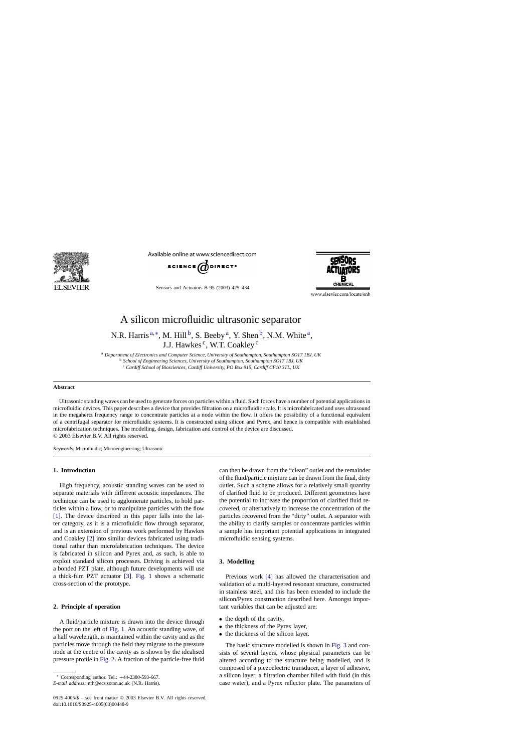# A silicon microfluidic ultrasonic separator

N.R. Harris[a,*], M. Hill[b], S. Beeby[a], Y. Shen[b], N.M. White[a], J.J. Hawkes[c], W.T. Coakley[c]

[a] *Department of Electronics and Computer Science, University of Southampton, Southampton SO17 1BJ, UK*
[b] *School of Engineering Sciences, University of Southampton, Southampton SO17 1BJ, UK*
[c] *Cardiff School of Biosciences, Cardiff University, PO Box 915, Cardiff CF10 3TL, UK*

## Abstract

Ultrasonic standing waves can be used to generate forces on particles within a fluid. Such forces have a number of potential applications in microfluidic devices. This paper describes a device that provides filtration on a microfluidic scale. It is microfabricated and uses ultrasound in the megahertz frequency range to concentrate particles at a node within the flow. It offers the possibility of a functional equivalent of a centrifugal separator for microfluidic systems. It is constructed using silicon and Pyrex, and hence is compatible with established microfabrication techniques. The modelling, design, fabrication and control of the device are discussed.
© 2003 Elsevier B.V. All rights reserved.

*Keywords:* Microfluidic; Microengineering; Ultrasonic

## 1. Introduction

High frequency, acoustic standing waves can be used to separate materials with different acoustic impedances. The technique can be used to agglomerate particles, to hold particles within a flow, or to manipulate particles with the flow [1]. The device described in this paper falls into the latter category, as it is a microfluidic flow through separator, and is an extension of previous work performed by Hawkes and Coakley [2] into similar devices fabricated using traditional rather than microfabrication techniques. The device is fabricated in silicon and Pyrex and, as such, is able to exploit standard silicon processes. Driving is achieved via a bonded PZT plate, although future developments will use a thick-film PZT actuator [3]. Fig. 1 shows a schematic cross-section of the prototype.

## 2. Principle of operation

A fluid/particle mixture is drawn into the device through the port on the left of Fig. 1. An acoustic standing wave, of a half wavelength, is maintained within the cavity and as the particles move through the field they migrate to the pressure node at the centre of the cavity as is shown by the idealised pressure profile in Fig. 2. A fraction of the particle-free fluid can then be drawn from the "clean" outlet and the remainder of the fluid/particle mixture can be drawn from the final, dirty outlet. Such a scheme allows for a relatively small quantity of clarified fluid to be produced. Different geometries have the potential to increase the proportion of clarified fluid recovered, or alternatively to increase the concentration of the particles recovered from the "dirty" outlet. A separator with the ability to clarify samples or concentrate particles within a sample has important potential applications in integrated microfluidic sensing systems.

## 3. Modelling

Previous work [4] has allowed the characterisation and validation of a multi-layered resonant structure, constructed in stainless steel, and this has been extended to include the silicon/Pyrex construction described here. Amongst important variables that can be adjusted are:

- the depth of the cavity,
- the thickness of the Pyrex layer,
- the thickness of the silicon layer.

The basic structure modelled is shown in Fig. 3 and consists of several layers, whose physical parameters can be altered according to the structure being modelled, and is composed of a piezoelectric transducer, a layer of adhesive, a silicon layer, a filtration chamber filled with fluid (in this case water), and a Pyrex reflector plate. The parameters of

* Corresponding author. Tel.: +44-2380-593-667.
*E-mail address:* nrh@ecs.soton.ac.uk (N.R. Harris).

0925-4005/$ – see front matter © 2003 Elsevier B.V. All rights reserved.
doi:10.1016/S0925-4005(03)00448-9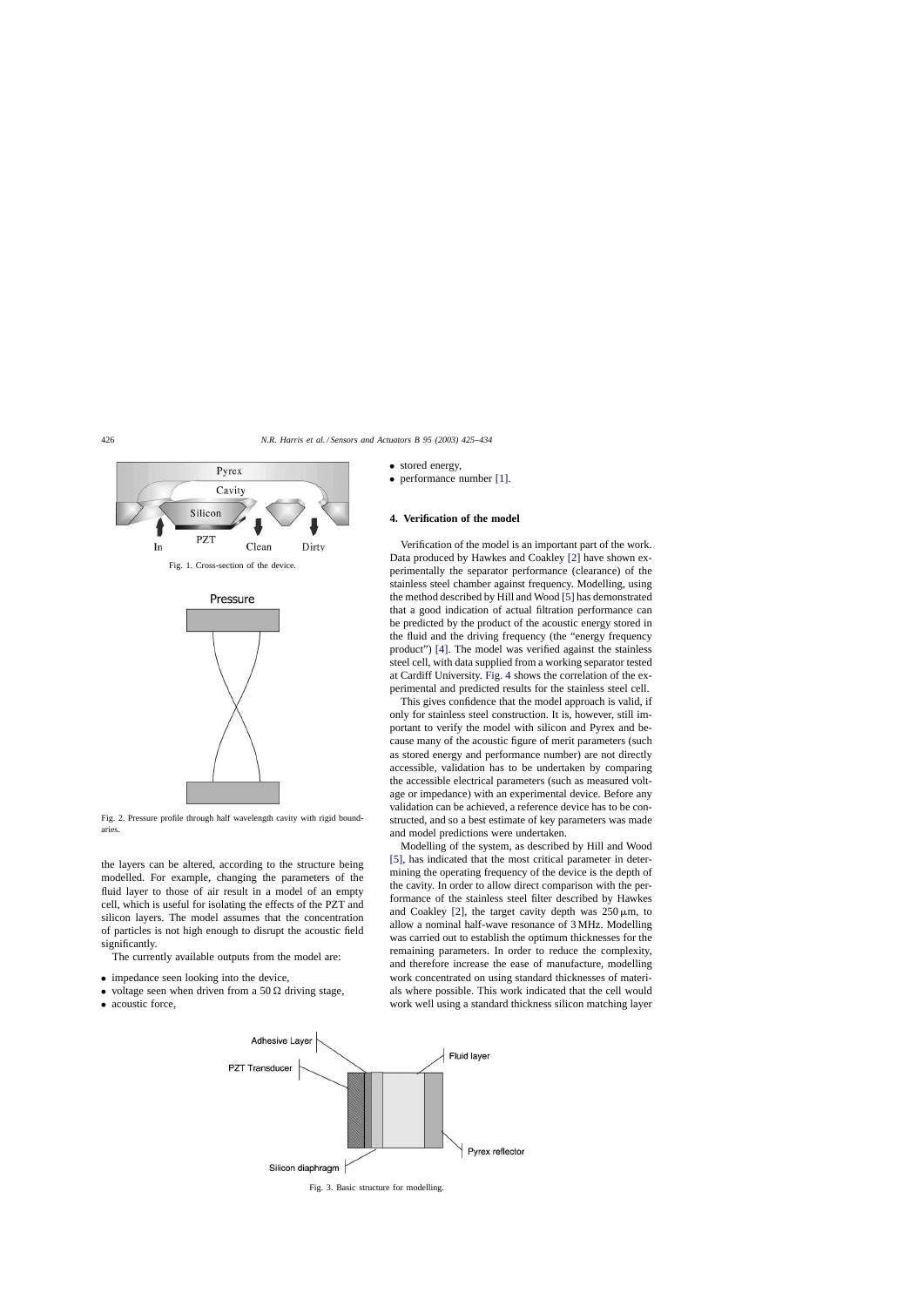Fig. 1. Cross-section of the device.

Fig. 2. Pressure profile through half wavelength cavity with rigid boundaries.

the layers can be altered, according to the structure being modelled. For example, changing the parameters of the fluid layer to those of air result in a model of an empty cell, which is useful for isolating the effects of the PZT and silicon layers. The model assumes that the concentration of particles is not high enough to disrupt the acoustic field significantly.

The currently available outputs from the model are:

- impedance seen looking into the device,
- voltage seen when driven from a 50 $\Omega$ driving stage,
- acoustic force,
- stored energy,
- performance number [1].

## 4. Verification of the model

Verification of the model is an important part of the work. Data produced by Hawkes and Coakley [2] have shown experimentally the separator performance (clearance) of the stainless steel chamber against frequency. Modelling, using the method described by Hill and Wood [5] has demonstrated that a good indication of actual filtration performance can be predicted by the product of the acoustic energy stored in the fluid and the driving frequency (the "energy frequency product") [4]. The model was verified against the stainless steel cell, with data supplied from a working separator tested at Cardiff University. Fig. 4 shows the correlation of the experimental and predicted results for the stainless steel cell.

This gives confidence that the model approach is valid, if only for stainless steel construction. It is, however, still important to verify the model with silicon and Pyrex and because many of the acoustic figure of merit parameters (such as stored energy and performance number) are not directly accessible, validation has to be undertaken by comparing the accessible electrical parameters (such as measured voltage or impedance) with an experimental device. Before any validation can be achieved, a reference device has to be constructed, and so a best estimate of key parameters was made and model predictions were undertaken.

Modelling of the system, as described by Hill and Wood [5], has indicated that the most critical parameter in determining the operating frequency of the device is the depth of the cavity. In order to allow direct comparison with the performance of the stainless steel filter described by Hawkes and Coakley [2], the target cavity depth was 250 $\mu$m, to allow a nominal half-wave resonance of 3 MHz. Modelling was carried out to establish the optimum thicknesses for the remaining parameters. In order to reduce the complexity, and therefore increase the ease of manufacture, modelling work concentrated on using standard thicknesses of materials where possible. This work indicated that the cell would work well using a standard thickness silicon matching layer

Fig. 3. Basic structure for modelling.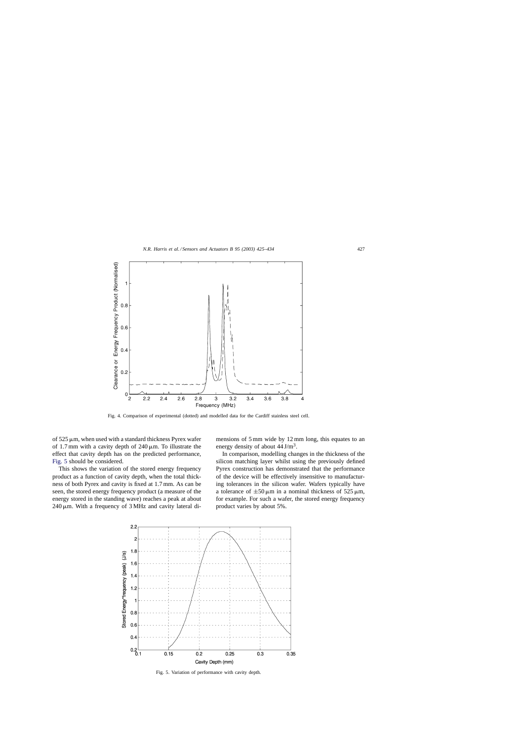Fig. 4. Comparison of experimental (dotted) and modelled data for the Cardiff stainless steel cell.

of 525 μm, when used with a standard thickness Pyrex wafer of 1.7 mm with a cavity depth of 240 μm. To illustrate the effect that cavity depth has on the predicted performance, Fig. 5 should be considered.

This shows the variation of the stored energy frequency product as a function of cavity depth, when the total thickness of both Pyrex and cavity is fixed at 1.7 mm. As can be seen, the stored energy frequency product (a measure of the energy stored in the standing wave) reaches a peak at about 240 μm. With a frequency of 3 MHz and cavity lateral dimensions of 5 mm wide by 12 mm long, this equates to an energy density of about 44 J/m$^3$.

In comparison, modelling changes in the thickness of the silicon matching layer whilst using the previously defined Pyrex construction has demonstrated that the performance of the device will be effectively insensitive to manufacturing tolerances in the silicon wafer. Wafers typically have a tolerance of ±50 μm in a nominal thickness of 525 μm, for example. For such a wafer, the stored energy frequency product varies by about 5%.

Fig. 5. Variation of performance with cavity depth.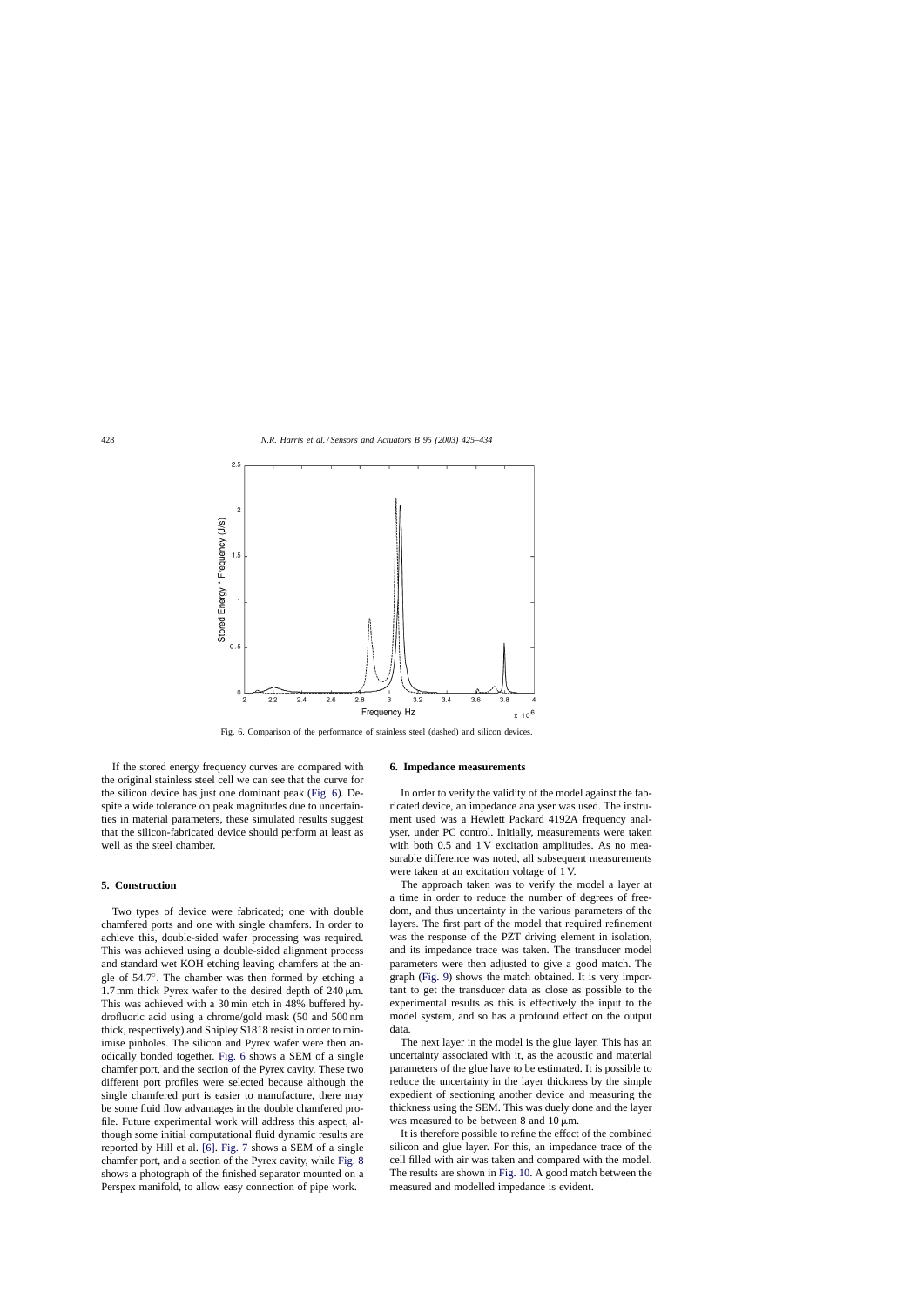Fig. 6. Comparison of the performance of stainless steel (dashed) and silicon devices.

If the stored energy frequency curves are compared with the original stainless steel cell we can see that the curve for the silicon device has just one dominant peak (Fig. 6). Despite a wide tolerance on peak magnitudes due to uncertainties in material parameters, these simulated results suggest that the silicon-fabricated device should perform at least as well as the steel chamber.

## 5. Construction

Two types of device were fabricated; one with double chamfered ports and one with single chamfers. In order to achieve this, double-sided wafer processing was required. This was achieved using a double-sided alignment process and standard wet KOH etching leaving chamfers at the angle of 54.7°. The chamber was then formed by etching a 1.7 mm thick Pyrex wafer to the desired depth of 240 μm. This was achieved with a 30 min etch in 48% buffered hydrofluoric acid using a chrome/gold mask (50 and 500 nm thick, respectively) and Shipley S1818 resist in order to minimise pinholes. The silicon and Pyrex wafer were then anodically bonded together. Fig. 6 shows a SEM of a single chamfer port, and the section of the Pyrex cavity. These two different port profiles were selected because although the single chamfered port is easier to manufacture, there may be some fluid flow advantages in the double chamfered profile. Future experimental work will address this aspect, although some initial computational fluid dynamic results are reported by Hill et al. [6]. Fig. 7 shows a SEM of a single chamfer port, and a section of the Pyrex cavity, while Fig. 8 shows a photograph of the finished separator mounted on a Perspex manifold, to allow easy connection of pipe work.

## 6. Impedance measurements

In order to verify the validity of the model against the fabricated device, an impedance analyser was used. The instrument used was a Hewlett Packard 4192A frequency analyser, under PC control. Initially, measurements were taken with both 0.5 and 1 V excitation amplitudes. As no measurable difference was noted, all subsequent measurements were taken at an excitation voltage of 1 V.

The approach taken was to verify the model a layer at a time in order to reduce the number of degrees of freedom, and thus uncertainty in the various parameters of the layers. The first part of the model that required refinement was the response of the PZT driving element in isolation, and its impedance trace was taken. The transducer model parameters were then adjusted to give a good match. The graph (Fig. 9) shows the match obtained. It is very important to get the transducer data as close as possible to the experimental results as this is effectively the input to the model system, and so has a profound effect on the output data.

The next layer in the model is the glue layer. This has an uncertainty associated with it, as the acoustic and material parameters of the glue have to be estimated. It is possible to reduce the uncertainty in the layer thickness by the simple expedient of sectioning another device and measuring the thickness using the SEM. This was duely done and the layer was measured to be between 8 and 10 μm.

It is therefore possible to refine the effect of the combined silicon and glue layer. For this, an impedance trace of the cell filled with air was taken and compared with the model. The results are shown in Fig. 10. A good match between the measured and modelled impedance is evident.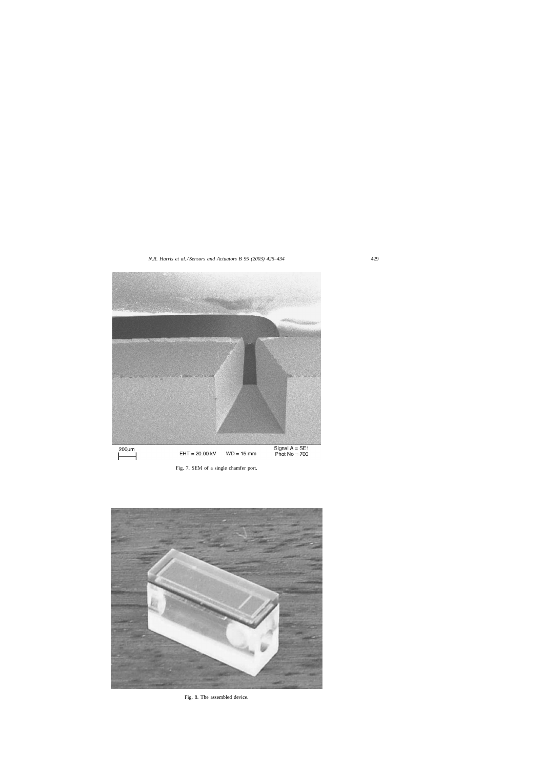Fig. 7. SEM of a single chamfer port.

Fig. 8. The assembled device.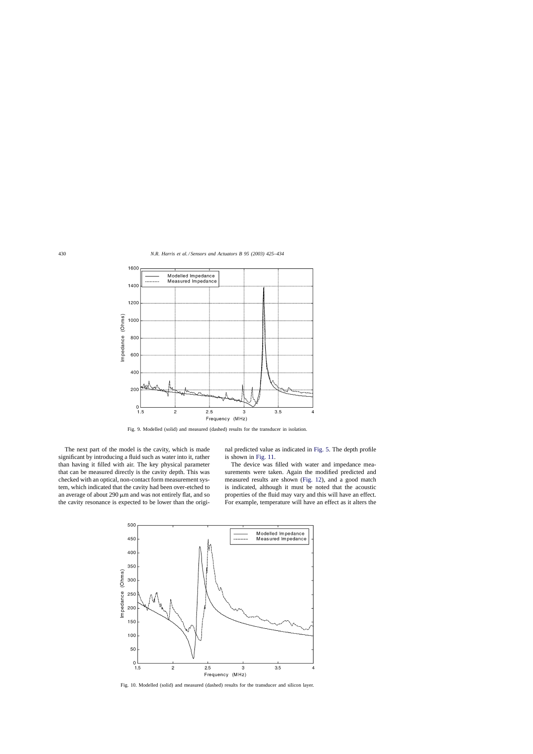Fig. 9. Modelled (solid) and measured (dashed) results for the transducer in isolation.

The next part of the model is the cavity, which is made significant by introducing a fluid such as water into it, rather than having it filled with air. The key physical parameter that can be measured directly is the cavity depth. This was checked with an optical, non-contact form measurement system, which indicated that the cavity had been over-etched to an average of about 290 μm and was not entirely flat, and so the cavity resonance is expected to be lower than the original predicted value as indicated in Fig. 5. The depth profile is shown in Fig. 11.

The device was filled with water and impedance measurements were taken. Again the modified predicted and measured results are shown (Fig. 12), and a good match is indicated, although it must be noted that the acoustic properties of the fluid may vary and this will have an effect. For example, temperature will have an effect as it alters the

Fig. 10. Modelled (solid) and measured (dashed) results for the transducer and silicon layer.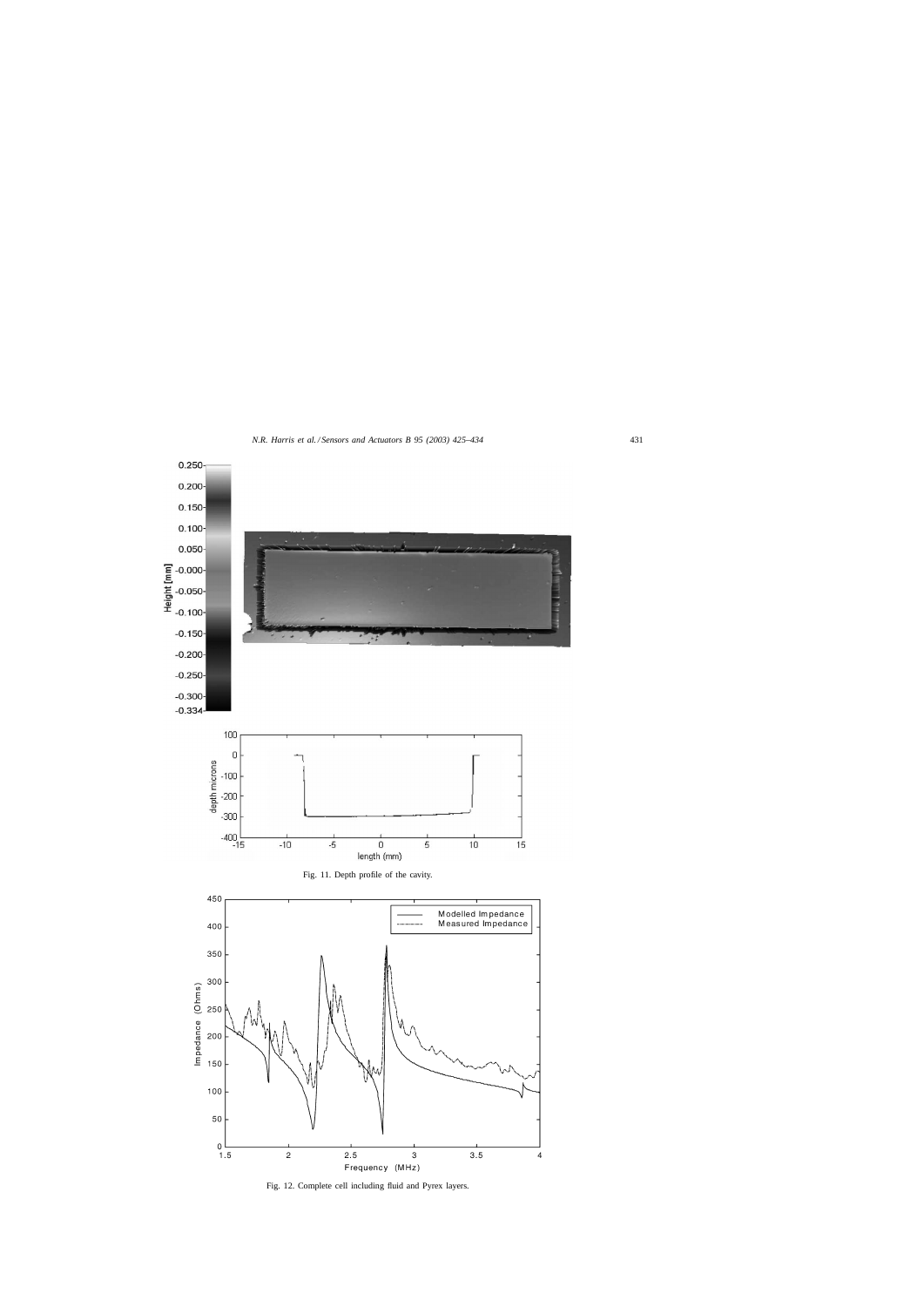Fig. 11. Depth profile of the cavity.

Fig. 12. Complete cell including fluid and Pyrex layers.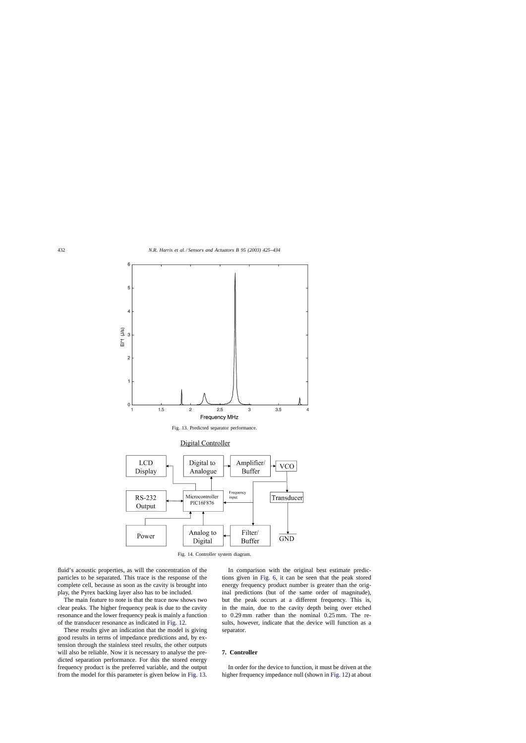Fig. 13. Predicted separator performance.

Fig. 14. Controller system diagram.

fluid's acoustic properties, as will the concentration of the particles to be separated. This trace is the response of the complete cell, because as soon as the cavity is brought into play, the Pyrex backing layer also has to be included.

The main feature to note is that the trace now shows two clear peaks. The higher frequency peak is due to the cavity resonance and the lower frequency peak is mainly a function of the transducer resonance as indicated in Fig. 12.

These results give an indication that the model is giving good results in terms of impedance predictions and, by extension through the stainless steel results, the other outputs will also be reliable. Now it is necessary to analyse the predicted separation performance. For this the stored energy frequency product is the preferred variable, and the output from the model for this parameter is given below in Fig. 13.

In comparison with the original best estimate predictions given in Fig. 6, it can be seen that the peak stored energy frequency product number is greater than the original predictions (but of the same order of magnitude), but the peak occurs at a different frequency. This is, in the main, due to the cavity depth being over etched to 0.29 mm rather than the nominal 0.25 mm. The results, however, indicate that the device will function as a separator.

## 7. Controller

In order for the device to function, it must be driven at the higher frequency impedance null (shown in Fig. 12) at about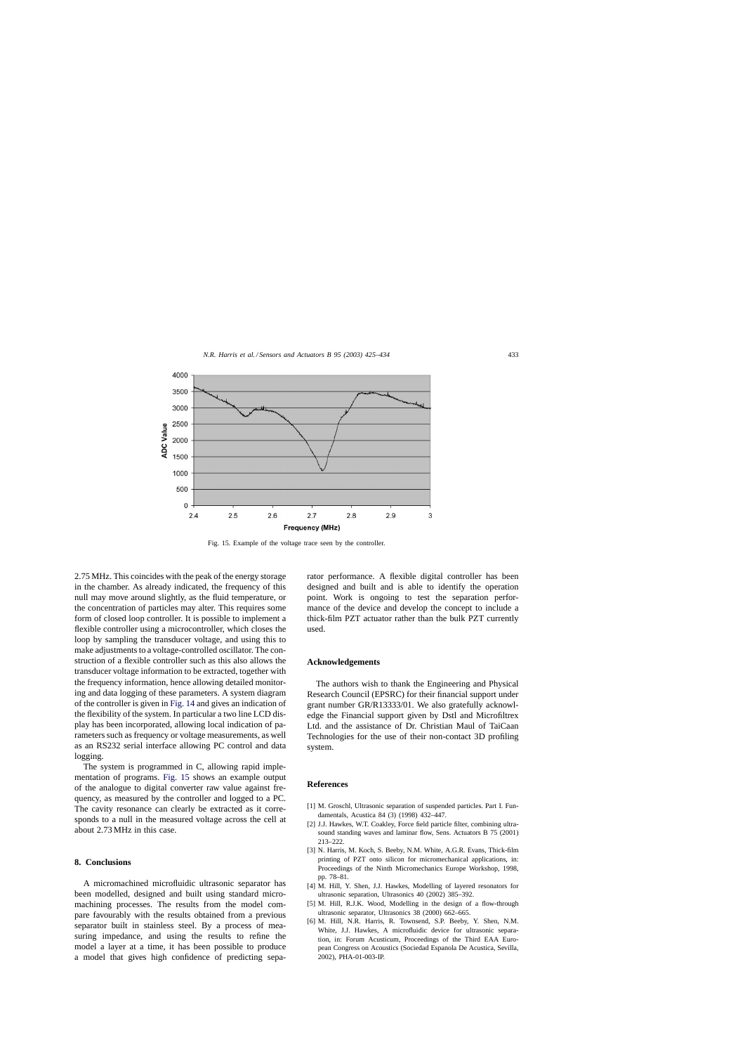4000
3500
3000
2500
2000
1500
1000
500
0

ADC Value

2.4 2.5 2.6 2.7 2.8 2.9 3

Frequency (MHz)

Fig. 15. Example of the voltage trace seen by the controller.

2.75 MHz. This coincides with the peak of the energy storage in the chamber. As already indicated, the frequency of this null may move around slightly, as the fluid temperature, or the concentration of particles may alter. This requires some form of closed loop controller. It is possible to implement a flexible controller using a microcontroller, which closes the loop by sampling the transducer voltage, and using this to make adjustments to a voltage-controlled oscillator. The construction of a flexible controller such as this also allows the transducer voltage information to be extracted, together with the frequency information, hence allowing detailed monitoring and data logging of these parameters. A system diagram of the controller is given in Fig. 14 and gives an indication of the flexibility of the system. In particular a two line LCD display has been incorporated, allowing local indication of parameters such as frequency or voltage measurements, as well as an RS232 serial interface allowing PC control and data logging.

The system is programmed in C, allowing rapid implementation of programs. Fig. 15 shows an example output of the analogue to digital converter raw value against frequency, as measured by the controller and logged to a PC. The cavity resonance can clearly be extracted as it corresponds to a null in the measured voltage across the cell at about 2.73 MHz in this case.

## 8. Conclusions

A micromachined microfluidic ultrasonic separator has been modelled, designed and built using standard micromachining processes. The results from the model compare favourably with the results obtained from a previous separator built in stainless steel. By a process of measuring impedance, and using the results to refine the model a layer at a time, it has been possible to produce a model that gives high confidence of predicting separator performance. A flexible digital controller has been designed and built and is able to identify the operation point. Work is ongoing to test the separation performance of the device and develop the concept to include a thick-film PZT actuator rather than the bulk PZT currently used.

## Acknowledgements

The authors wish to thank the Engineering and Physical Research Council (EPSRC) for their financial support under grant number GR/R13333/01. We also gratefully acknowledge the Financial support given by Dstl and Microfiltrex Ltd. and the assistance of Dr. Christian Maul of TaiCaan Technologies for the use of their non-contact 3D profiling system.

## References

[1] M. Groschl, Ultrasonic separation of suspended particles. Part I. Fundamentals, Acustica 84 (3) (1998) 432–447.

[2] J.J. Hawkes, W.T. Coakley, Force field particle filter, combining ultrasound standing waves and laminar flow, Sens. Actuators B 75 (2001) 213–222.

[3] N. Harris, M. Koch, S. Beeby, N.M. White, A.G.R. Evans, Thick-film printing of PZT onto silicon for micromechanical applications, in: Proceedings of the Ninth Micromechanics Europe Workshop, 1998, pp. 78–81.

[4] M. Hill, Y. Shen, J.J. Hawkes, Modelling of layered resonators for ultrasonic separation, Ultrasonics 40 (2002) 385–392.

[5] M. Hill, R.J.K. Wood, Modelling in the design of a flow-through ultrasonic separator, Ultrasonics 38 (2000) 662–665.

[6] M. Hill, N.R. Harris, R. Townsend, S.P. Beeby, Y. Shen, N.M. White, J.J. Hawkes, A microfluidic device for ultrasonic separation, in: Forum Acusticum, Proceedings of the Third EAA European Congress on Acoustics (Sociedad Espanola De Acustica, Sevilla, 2002), PHA-01-003-IP.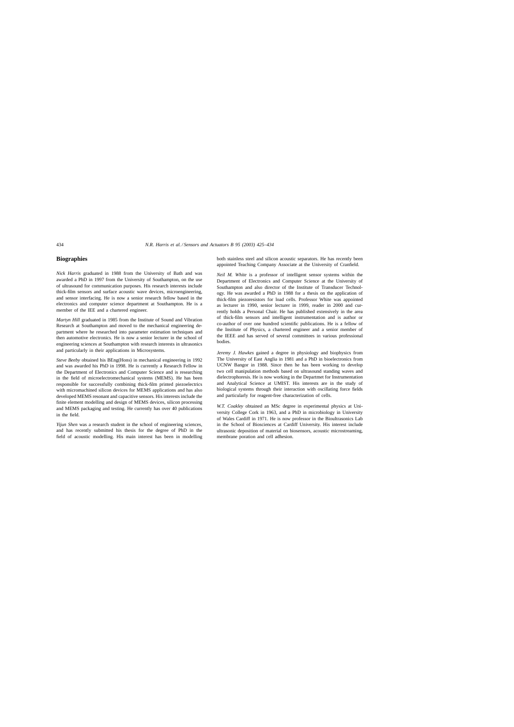## Biographies

*Nick Harris* graduated in 1988 from the University of Bath and was awarded a PhD in 1997 from the University of Southampton, on the use of ultrasound for communication purposes. His research interests include thick-film sensors and surface acoustic wave devices, microengineering, and sensor interfacing. He is now a senior research fellow based in the electronics and computer science department at Southampton. He is a member of the IEE and a chartered engineer.

*Martyn Hill* graduated in 1985 from the Institute of Sound and Vibration Research at Southampton and moved to the mechanical engineering department where he researched into parameter estimation techniques and then automotive electronics. He is now a senior lecturer in the school of engineering sciences at Southampton with research interests in ultrasonics and particularly in their applications in Microsystems.

*Steve Beeby* obtained his BEng(Hons) in mechanical engineering in 1992 and was awarded his PhD in 1998. He is currently a Research Fellow in the Department of Electronics and Computer Science and is researching in the field of microelectromechanical systems (MEMS). He has been responsible for successfully combining thick-film printed piezoelectrics with micromachined silicon devices for MEMS applications and has also developed MEMS resonant and capacitive sensors. His interests include the finite element modelling and design of MEMS devices, silicon processing and MEMS packaging and testing. He currently has over 40 publications in the field.

*Yijun Shen* was a research student in the school of engineering sciences, and has recently submitted his thesis for the degree of PhD in the field of acoustic modelling. His main interest has been in modelling both stainless steel and silicon acoustic separators. He has recently been appointed Teaching Company Associate at the University of Cranfield.

*Neil M. White* is a professor of intelligent sensor systems within the Department of Electronics and Computer Science at the University of Southampton and also director of the Institute of Transducer Technology. He was awarded a PhD in 1988 for a thesis on the application of thick-film piezoresistors for load cells. Professor White was appointed as lecturer in 1990, senior lecturer in 1999, reader in 2000 and currently holds a Personal Chair. He has published extensively in the area of thick-film sensors and intelligent instrumentation and is author or co-author of over one hundred scientific publications. He is a fellow of the Institute of Physics, a chartered engineer and a senior member of the IEEE and has served of several committees in various professional bodies.

*Jeremy J. Hawkes* gained a degree in physiology and biophysics from The University of East Anglia in 1981 and a PhD in bioelectronics from UCNW Bangor in 1988. Since then he has been working to develop two cell manipulation methods based on ultrasound standing waves and dielectrophoresis. He is now working in the Departmet for Instrumentation and Analytical Science at UMIST. His interests are in the study of biological systems through their interaction with oscillating force fields and particularly for reagent-free characterization of cells.

*W.T. Coakley* obtained an MSc degree in experimental physics at University College Cork in 1963, and a PhD in microbiology in University of Wales Cardiff in 1971. He is now professor in the Bioultrasonics Lab in the School of Biosciences at Cardiff University. His interest include ultrasonic deposition of material on biosensors, acoustic microstreaming, membrane poration and cell adhesion.